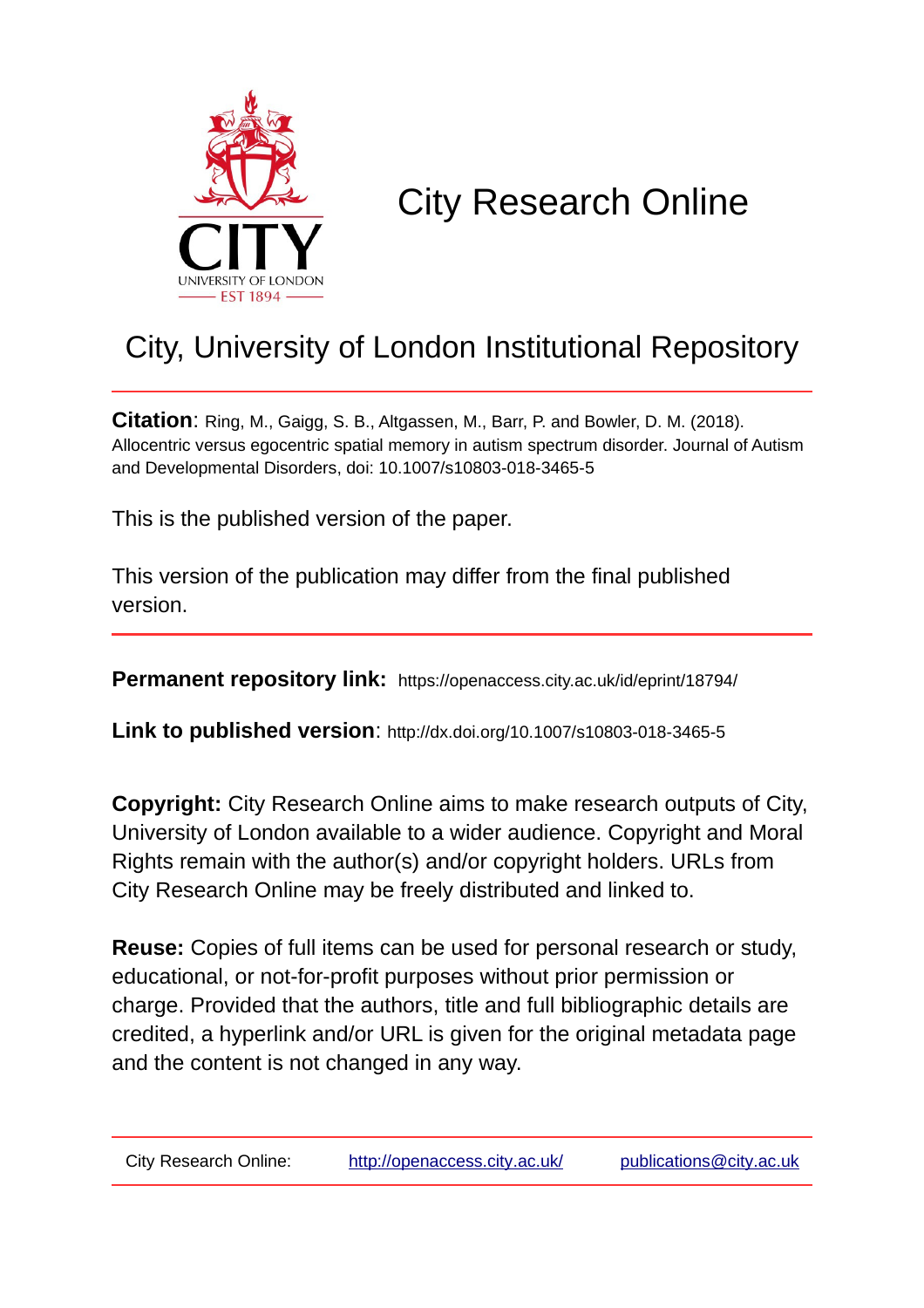# City Research Online

## City, University of London Institutional Repository

**Citation**: Ring, M., Gaigg, S. B., Altgassen, M., Barr, P. and Bowler, D. M. (2018). Allocentric versus egocentric spatial memory in autism spectrum disorder. Journal of Autism and Developmental Disorders, doi: 10.1007/s10803-018-3465-5

This is the published version of the paper.

This version of the publication may differ from the final published version.

---

**Permanent repository link:** https://openaccess.city.ac.uk/id/eprint/18794/

**Link to published version**: http://dx.doi.org/10.1007/s10803-018-3465-5

**Copyright:** City Research Online aims to make research outputs of City, University of London available to a wider audience. Copyright and Moral Rights remain with the author(s) and/or copyright holders. URLs from City Research Online may be freely distributed and linked to.

**Reuse:** Copies of full items can be used for personal research or study, educational, or not-for-profit purposes without prior permission or charge. Provided that the authors, title and full bibliographic details are credited, a hyperlink and/or URL is given for the original metadata page and the content is not changed in any way.

---

City Research Online: http://openaccess.city.ac.uk/ publications@city.ac.uk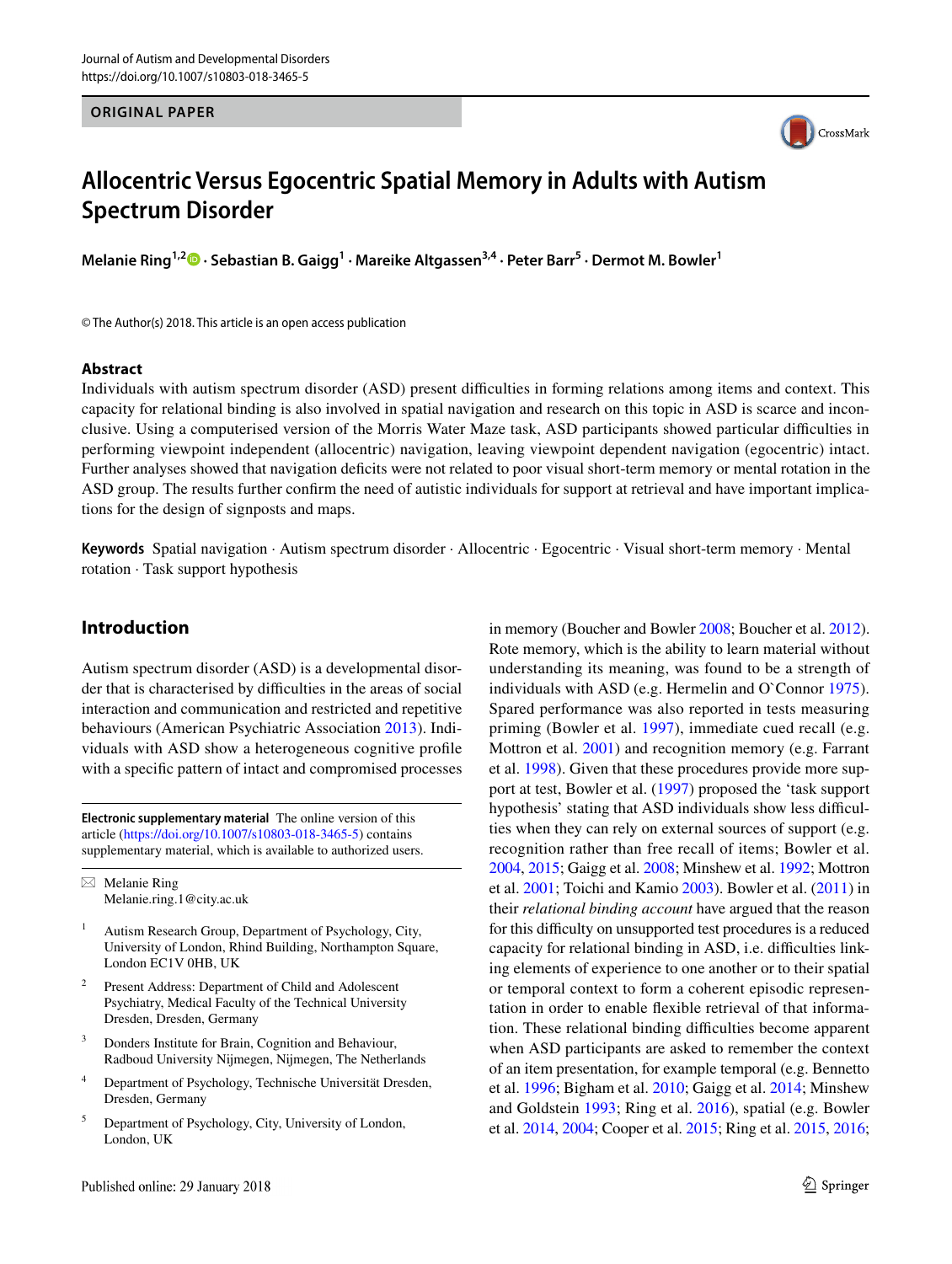# Allocentric Versus Egocentric Spatial Memory in Adults with Autism Spectrum Disorder

**Melanie Ring**[1,2] · **Sebastian B. Gaigg**[1] · **Mareike Altgassen**[3,4] · **Peter Barr**[5] · **Dermot M. Bowler**[1]

© The Author(s) 2018. This article is an open access publication

## Abstract

Individuals with autism spectrum disorder (ASD) present difficulties in forming relations among items and context. This capacity for relational binding is also involved in spatial navigation and research on this topic in ASD is scarce and inconclusive. Using a computerised version of the Morris Water Maze task, ASD participants showed particular difficulties in performing viewpoint independent (allocentric) navigation, leaving viewpoint dependent navigation (egocentric) intact. Further analyses showed that navigation deficits were not related to poor visual short-term memory or mental rotation in the ASD group. The results further confirm the need of autistic individuals for support at retrieval and have important implications for the design of signposts and maps.

**Keywords** Spatial navigation · Autism spectrum disorder · Allocentric · Egocentric · Visual short-term memory · Mental rotation · Task support hypothesis

## Introduction

Autism spectrum disorder (ASD) is a developmental disorder that is characterised by difficulties in the areas of social interaction and communication and restricted and repetitive behaviours (American Psychiatric Association 2013). Individuals with ASD show a heterogeneous cognitive profile with a specific pattern of intact and compromised processes in memory (Boucher and Bowler 2008; Boucher et al. 2012). Rote memory, which is the ability to learn material without understanding its meaning, was found to be a strength of individuals with ASD (e.g. Hermelin and O`Connor 1975). Spared performance was also reported in tests measuring priming (Bowler et al. 1997), immediate cued recall (e.g. Mottron et al. 2001) and recognition memory (e.g. Farrant et al. 1998). Given that these procedures provide more support at test, Bowler et al. (1997) proposed the 'task support hypothesis' stating that ASD individuals show less difficulties when they can rely on external sources of support (e.g. recognition rather than free recall of items; Bowler et al. 2004, 2015; Gaigg et al. 2008; Minshew et al. 1992; Mottron et al. 2001; Toichi and Kamio 2003). Bowler et al. (2011) in their *relational binding account* have argued that the reason for this difficulty on unsupported test procedures is a reduced capacity for relational binding in ASD, i.e. difficulties linking elements of experience to one another or to their spatial or temporal context to form a coherent episodic representation in order to enable flexible retrieval of that information. These relational binding difficulties become apparent when ASD participants are asked to remember the context of an item presentation, for example temporal (e.g. Bennetto et al. 1996; Bigham et al. 2010; Gaigg et al. 2014; Minshew and Goldstein 1993; Ring et al. 2016), spatial (e.g. Bowler et al. 2014, 2004; Cooper et al. 2015; Ring et al. 2015, 2016;

**Electronic supplementary material** The online version of this article (https://doi.org/10.1007/s10803-018-3465-5) contains supplementary material, which is available to authorized users.

✉ Melanie Ring
Melanie.ring.1@city.ac.uk

[1] Autism Research Group, Department of Psychology, City, University of London, Rhind Building, Northampton Square, London EC1V 0HB, UK

[2] Present Address: Department of Child and Adolescent Psychiatry, Medical Faculty of the Technical University Dresden, Dresden, Germany

[3] Donders Institute for Brain, Cognition and Behaviour, Radboud University Nijmegen, Nijmegen, The Netherlands

[4] Department of Psychology, Technische Universität Dresden, Dresden, Germany

[5] Department of Psychology, City, University of London, London, UK

Published online: 29 January 2018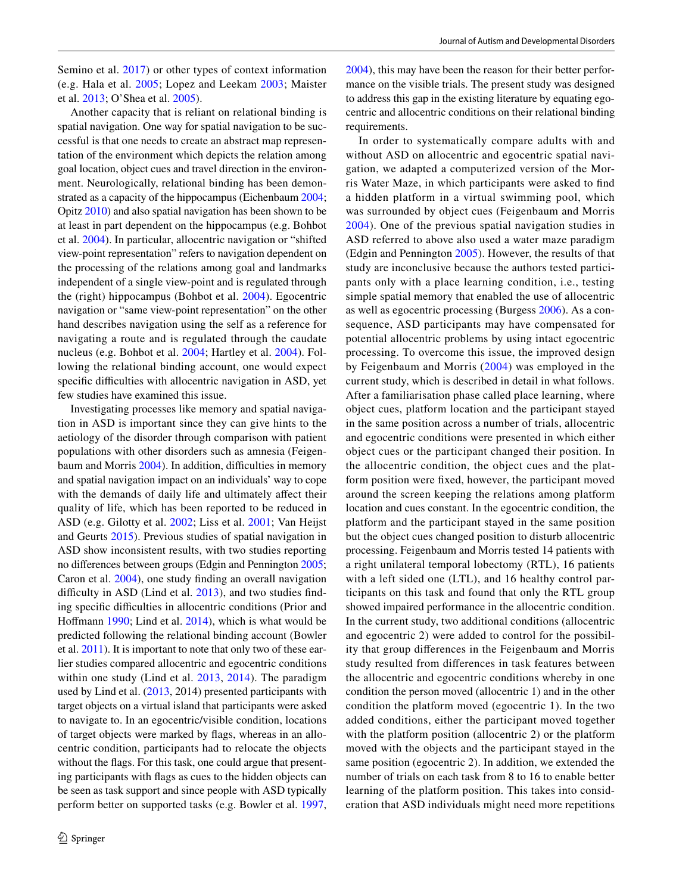Semino et al. 2017) or other types of context information (e.g. Hala et al. 2005; Lopez and Leekam 2003; Maister et al. 2013; O'Shea et al. 2005).

Another capacity that is reliant on relational binding is spatial navigation. One way for spatial navigation to be successful is that one needs to create an abstract map representation of the environment which depicts the relation among goal location, object cues and travel direction in the environment. Neurologically, relational binding has been demonstrated as a capacity of the hippocampus (Eichenbaum 2004; Opitz 2010) and also spatial navigation has been shown to be at least in part dependent on the hippocampus (e.g. Bohbot et al. 2004). In particular, allocentric navigation or "shifted view-point representation" refers to navigation dependent on the processing of the relations among goal and landmarks independent of a single view-point and is regulated through the (right) hippocampus (Bohbot et al. 2004). Egocentric navigation or "same view-point representation" on the other hand describes navigation using the self as a reference for navigating a route and is regulated through the caudate nucleus (e.g. Bohbot et al. 2004; Hartley et al. 2004). Following the relational binding account, one would expect specific difficulties with allocentric navigation in ASD, yet few studies have examined this issue.

Investigating processes like memory and spatial navigation in ASD is important since they can give hints to the aetiology of the disorder through comparison with patient populations with other disorders such as amnesia (Feigenbaum and Morris 2004). In addition, difficulties in memory and spatial navigation impact on an individuals' way to cope with the demands of daily life and ultimately affect their quality of life, which has been reported to be reduced in ASD (e.g. Gilotty et al. 2002; Liss et al. 2001; Van Heijst and Geurts 2015). Previous studies of spatial navigation in ASD show inconsistent results, with two studies reporting no differences between groups (Edgin and Pennington 2005; Caron et al. 2004), one study finding an overall navigation difficulty in ASD (Lind et al. 2013), and two studies finding specific difficulties in allocentric conditions (Prior and Hoffmann 1990; Lind et al. 2014), which is what would be predicted following the relational binding account (Bowler et al. 2011). It is important to note that only two of these earlier studies compared allocentric and egocentric conditions within one study (Lind et al. 2013, 2014). The paradigm used by Lind et al. (2013, 2014) presented participants with target objects on a virtual island that participants were asked to navigate to. In an egocentric/visible condition, locations of target objects were marked by flags, whereas in an allocentric condition, participants had to relocate the objects without the flags. For this task, one could argue that presenting participants with flags as cues to the hidden objects can be seen as task support and since people with ASD typically perform better on supported tasks (e.g. Bowler et al. 1997, 2004), this may have been the reason for their better performance on the visible trials. The present study was designed to address this gap in the existing literature by equating egocentric and allocentric conditions on their relational binding requirements.

In order to systematically compare adults with and without ASD on allocentric and egocentric spatial navigation, we adapted a computerized version of the Morris Water Maze, in which participants were asked to find a hidden platform in a virtual swimming pool, which was surrounded by object cues (Feigenbaum and Morris 2004). One of the previous spatial navigation studies in ASD referred to above also used a water maze paradigm (Edgin and Pennington 2005). However, the results of that study are inconclusive because the authors tested participants only with a place learning condition, i.e., testing simple spatial memory that enabled the use of allocentric as well as egocentric processing (Burgess 2006). As a consequence, ASD participants may have compensated for potential allocentric problems by using intact egocentric processing. To overcome this issue, the improved design by Feigenbaum and Morris (2004) was employed in the current study, which is described in detail in what follows. After a familiarisation phase called place learning, where object cues, platform location and the participant stayed in the same position across a number of trials, allocentric and egocentric conditions were presented in which either object cues or the participant changed their position. In the allocentric condition, the object cues and the platform position were fixed, however, the participant moved around the screen keeping the relations among platform location and cues constant. In the egocentric condition, the platform and the participant stayed in the same position but the object cues changed position to disturb allocentric processing. Feigenbaum and Morris tested 14 patients with a right unilateral temporal lobectomy (RTL), 16 patients with a left sided one (LTL), and 16 healthy control participants on this task and found that only the RTL group showed impaired performance in the allocentric condition. In the current study, two additional conditions (allocentric and egocentric 2) were added to control for the possibility that group differences in the Feigenbaum and Morris study resulted from differences in task features between the allocentric and egocentric conditions whereby in one condition the person moved (allocentric 1) and in the other condition the platform moved (egocentric 1). In the two added conditions, either the participant moved together with the platform position (allocentric 2) or the platform moved with the objects and the participant stayed in the same position (egocentric 2). In addition, we extended the number of trials on each task from 8 to 16 to enable better learning of the platform position. This takes into consideration that ASD individuals might need more repetitions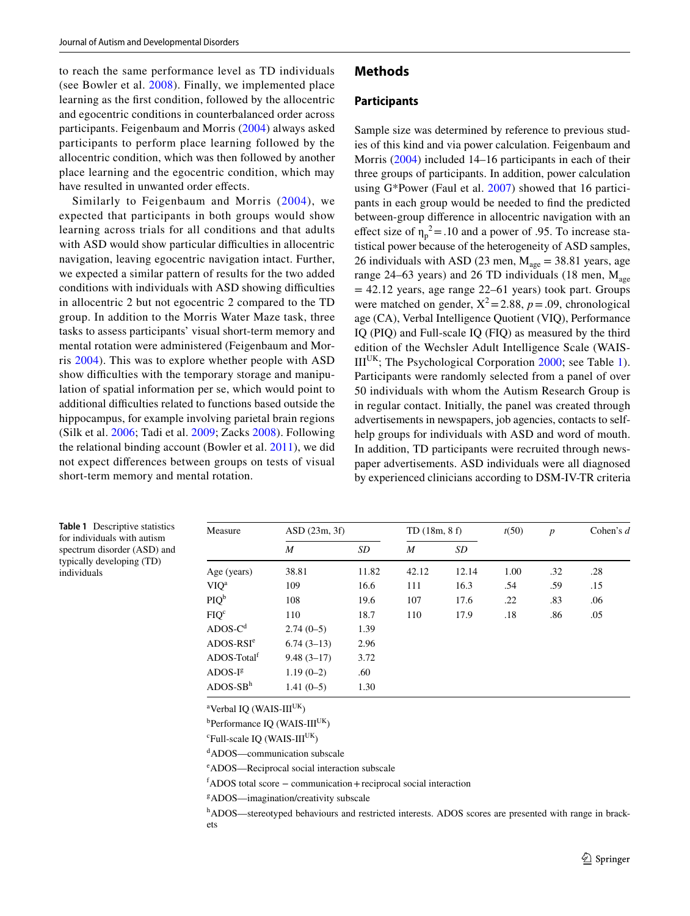to reach the same performance level as TD individuals (see Bowler et al. 2008). Finally, we implemented place learning as the first condition, followed by the allocentric and egocentric conditions in counterbalanced order across participants. Feigenbaum and Morris (2004) always asked participants to perform place learning followed by the allocentric condition, which was then followed by another place learning and the egocentric condition, which may have resulted in unwanted order effects.

Similarly to Feigenbaum and Morris (2004), we expected that participants in both groups would show learning across trials for all conditions and that adults with ASD would show particular difficulties in allocentric navigation, leaving egocentric navigation intact. Further, we expected a similar pattern of results for the two added conditions with individuals with ASD showing difficulties in allocentric 2 but not egocentric 2 compared to the TD group. In addition to the Morris Water Maze task, three tasks to assess participants' visual short-term memory and mental rotation were administered (Feigenbaum and Morris 2004). This was to explore whether people with ASD show difficulties with the temporary storage and manipulation of spatial information per se, which would point to additional difficulties related to functions based outside the hippocampus, for example involving parietal brain regions (Silk et al. 2006; Tadi et al. 2009; Zacks 2008). Following the relational binding account (Bowler et al. 2011), we did not expect differences between groups on tests of visual short-term memory and mental rotation.

## Methods

### Participants

Sample size was determined by reference to previous studies of this kind and via power calculation. Feigenbaum and Morris (2004) included 14–16 participants in each of their three groups of participants. In addition, power calculation using G*Power (Faul et al. 2007) showed that 16 participants in each group would be needed to find the predicted between-group difference in allocentric navigation with an effect size of $\eta_p^2 = .10$ and a power of .95. To increase statistical power because of the heterogeneity of ASD samples, 26 individuals with ASD (23 men, $M_{age}$ = 38.81 years, age range 24–63 years) and 26 TD individuals (18 men, $M_{age}$ = 42.12 years, age range 22–61 years) took part. Groups were matched on gender, $X^2 = 2.88$, $p = .09$, chronological age (CA), Verbal Intelligence Quotient (VIQ), Performance IQ (PIQ) and Full-scale IQ (FIQ) as measured by the third edition of the Wechsler Adult Intelligence Scale (WAIS-III$^{UK}$; The Psychological Corporation 2000; see Table 1). Participants were randomly selected from a panel of over 50 individuals with whom the Autism Research Group is in regular contact. Initially, the panel was created through advertisements in newspapers, job agencies, contacts to self-help groups for individuals with ASD and word of mouth. In addition, TD participants were recruited through newspaper advertisements. ASD individuals were all diagnosed by experienced clinicians according to DSM-IV-TR criteria

**Table 1** Descriptive statistics for individuals with autism spectrum disorder (ASD) and typically developing (TD) individuals

| Measure | ASD (23m, 3f) | | TD (18m, 8 f) | | $t(50)$ | $p$ | Cohen's $d$ |
|---|---|---|---|---|---|---|---|
| | $M$ | $SD$ | $M$ | $SD$ | | | |
| Age (years) | 38.81 | 11.82 | 42.12 | 12.14 | 1.00 | .32 | .28 |
| VIQ[a] | 109 | 16.6 | 111 | 16.3 | .54 | .59 | .15 |
| PIQ[b] | 108 | 19.6 | 107 | 17.6 | .22 | .83 | .06 |
| FIQ[c] | 110 | 18.7 | 110 | 17.9 | .18 | .86 | .05 |
| ADOS-C[d] | 2.74 (0–5) | 1.39 | | | | | |
| ADOS-RSI[e] | 6.74 (3–13) | 2.96 | | | | | |
| ADOS-Total[f] | 9.48 (3–17) | 3.72 | | | | | |
| ADOS-I[g] | 1.19 (0–2) | .60 | | | | | |
| ADOS-SB[h] | 1.41 (0–5) | 1.30 | | | | | |

[a]Verbal IQ (WAIS-III$^{UK}$)

[b]Performance IQ (WAIS-III$^{UK}$)

[c]Full-scale IQ (WAIS-III$^{UK}$)

[d]ADOS—communication subscale

[e]ADOS—Reciprocal social interaction subscale

[f]ADOS total score − communication + reciprocal social interaction

[g]ADOS—imagination/creativity subscale

[h]ADOS—stereotyped behaviours and restricted interests. ADOS scores are presented with range in brackets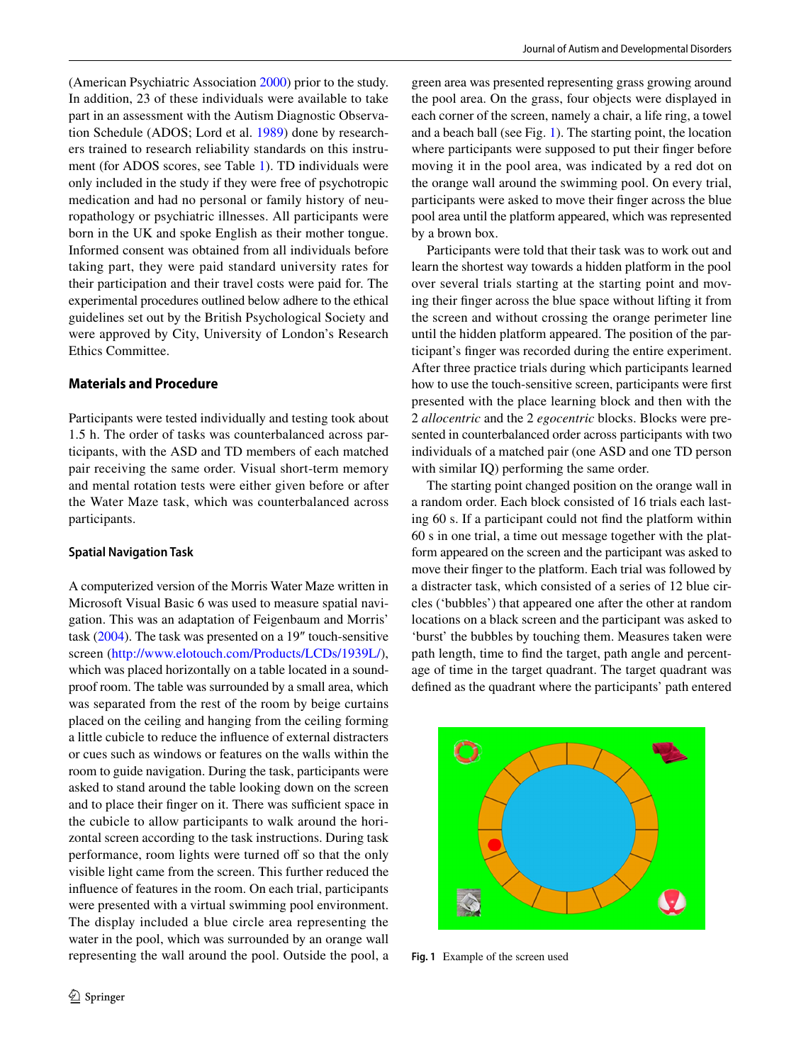(American Psychiatric Association 2000) prior to the study. In addition, 23 of these individuals were available to take part in an assessment with the Autism Diagnostic Observation Schedule (ADOS; Lord et al. 1989) done by researchers trained to research reliability standards on this instrument (for ADOS scores, see Table 1). TD individuals were only included in the study if they were free of psychotropic medication and had no personal or family history of neuropathology or psychiatric illnesses. All participants were born in the UK and spoke English as their mother tongue. Informed consent was obtained from all individuals before taking part, they were paid standard university rates for their participation and their travel costs were paid for. The experimental procedures outlined below adhere to the ethical guidelines set out by the British Psychological Society and were approved by City, University of London's Research Ethics Committee.

## Materials and Procedure

Participants were tested individually and testing took about 1.5 h. The order of tasks was counterbalanced across participants, with the ASD and TD members of each matched pair receiving the same order. Visual short-term memory and mental rotation tests were either given before or after the Water Maze task, which was counterbalanced across participants.

### Spatial Navigation Task

A computerized version of the Morris Water Maze written in Microsoft Visual Basic 6 was used to measure spatial navigation. This was an adaptation of Feigenbaum and Morris' task (2004). The task was presented on a 19″ touch-sensitive screen (http://www.elotouch.com/Products/LCDs/1939L/), which was placed horizontally on a table located in a soundproof room. The table was surrounded by a small area, which was separated from the rest of the room by beige curtains placed on the ceiling and hanging from the ceiling forming a little cubicle to reduce the influence of external distracters or cues such as windows or features on the walls within the room to guide navigation. During the task, participants were asked to stand around the table looking down on the screen and to place their finger on it. There was sufficient space in the cubicle to allow participants to walk around the horizontal screen according to the task instructions. During task performance, room lights were turned off so that the only visible light came from the screen. This further reduced the influence of features in the room. On each trial, participants were presented with a virtual swimming pool environment. The display included a blue circle area representing the water in the pool, which was surrounded by an orange wall representing the wall around the pool. Outside the pool, a green area was presented representing grass growing around the pool area. On the grass, four objects were displayed in each corner of the screen, namely a chair, a life ring, a towel and a beach ball (see Fig. 1). The starting point, the location where participants were supposed to put their finger before moving it in the pool area, was indicated by a red dot on the orange wall around the swimming pool. On every trial, participants were asked to move their finger across the blue pool area until the platform appeared, which was represented by a brown box.

Participants were told that their task was to work out and learn the shortest way towards a hidden platform in the pool over several trials starting at the starting point and moving their finger across the blue space without lifting it from the screen and without crossing the orange perimeter line until the hidden platform appeared. The position of the participant's finger was recorded during the entire experiment. After three practice trials during which participants learned how to use the touch-sensitive screen, participants were first presented with the place learning block and then with the 2 *allocentric* and the 2 *egocentric* blocks. Blocks were presented in counterbalanced order across participants with two individuals of a matched pair (one ASD and one TD person with similar IQ) performing the same order.

The starting point changed position on the orange wall in a random order. Each block consisted of 16 trials each lasting 60 s. If a participant could not find the platform within 60 s in one trial, a time out message together with the platform appeared on the screen and the participant was asked to move their finger to the platform. Each trial was followed by a distracter task, which consisted of a series of 12 blue circles ('bubbles') that appeared one after the other at random locations on a black screen and the participant was asked to 'burst' the bubbles by touching them. Measures taken were path length, time to find the target, path angle and percentage of time in the target quadrant. The target quadrant was defined as the quadrant where the participants' path entered

**Fig. 1** Example of the screen used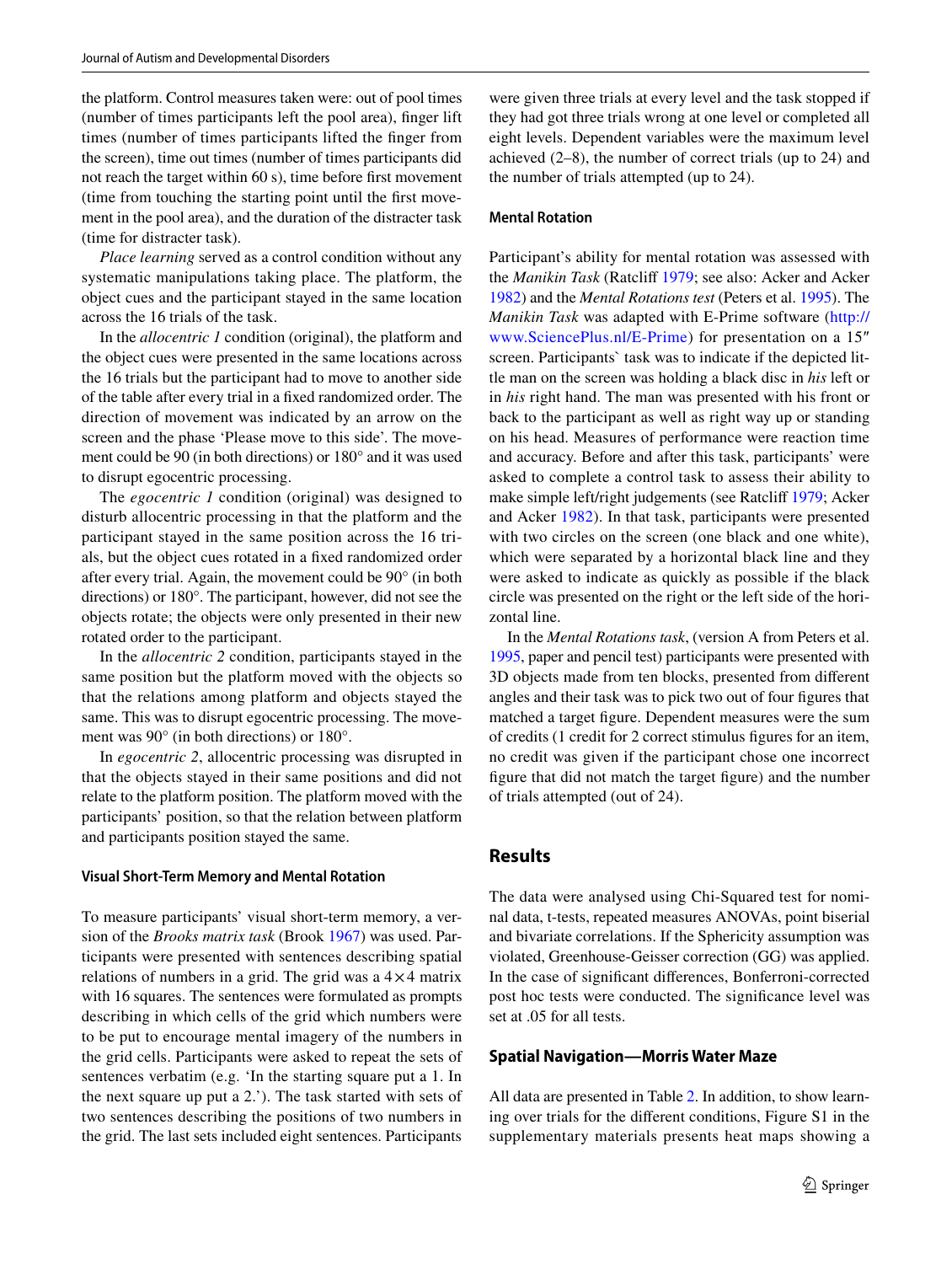the platform. Control measures taken were: out of pool times (number of times participants left the pool area), finger lift times (number of times participants lifted the finger from the screen), time out times (number of times participants did not reach the target within 60 s), time before first movement (time from touching the starting point until the first movement in the pool area), and the duration of the distracter task (time for distracter task).

*Place learning* served as a control condition without any systematic manipulations taking place. The platform, the object cues and the participant stayed in the same location across the 16 trials of the task.

In the *allocentric 1* condition (original), the platform and the object cues were presented in the same locations across the 16 trials but the participant had to move to another side of the table after every trial in a fixed randomized order. The direction of movement was indicated by an arrow on the screen and the phase 'Please move to this side'. The movement could be 90 (in both directions) or 180° and it was used to disrupt egocentric processing.

The *egocentric 1* condition (original) was designed to disturb allocentric processing in that the platform and the participant stayed in the same position across the 16 trials, but the object cues rotated in a fixed randomized order after every trial. Again, the movement could be 90° (in both directions) or 180°. The participant, however, did not see the objects rotate; the objects were only presented in their new rotated order to the participant.

In the *allocentric 2* condition, participants stayed in the same position but the platform moved with the objects so that the relations among platform and objects stayed the same. This was to disrupt egocentric processing. The movement was 90° (in both directions) or 180°.

In *egocentric 2*, allocentric processing was disrupted in that the objects stayed in their same positions and did not relate to the platform position. The platform moved with the participants' position, so that the relation between platform and participants position stayed the same.

### Visual Short-Term Memory and Mental Rotation

To measure participants' visual short-term memory, a version of the *Brooks matrix task* (Brook 1967) was used. Participants were presented with sentences describing spatial relations of numbers in a grid. The grid was a 4×4 matrix with 16 squares. The sentences were formulated as prompts describing in which cells of the grid which numbers were to be put to encourage mental imagery of the numbers in the grid cells. Participants were asked to repeat the sets of sentences verbatim (e.g. 'In the starting square put a 1. In the next square up put a 2.'). The task started with sets of two sentences describing the positions of two numbers in the grid. The last sets included eight sentences. Participants were given three trials at every level and the task stopped if they had got three trials wrong at one level or completed all eight levels. Dependent variables were the maximum level achieved (2–8), the number of correct trials (up to 24) and the number of trials attempted (up to 24).

### Mental Rotation

Participant's ability for mental rotation was assessed with the *Manikin Task* (Ratcliff 1979; see also: Acker and Acker 1982) and the *Mental Rotations test* (Peters et al. 1995). The *Manikin Task* was adapted with E-Prime software (http://www.SciencePlus.nl/E-Prime) for presentation on a 15″ screen. Participants` task was to indicate if the depicted little man on the screen was holding a black disc in *his* left or in *his* right hand. The man was presented with his front or back to the participant as well as right way up or standing on his head. Measures of performance were reaction time and accuracy. Before and after this task, participants' were asked to complete a control task to assess their ability to make simple left/right judgements (see Ratcliff 1979; Acker and Acker 1982). In that task, participants were presented with two circles on the screen (one black and one white), which were separated by a horizontal black line and they were asked to indicate as quickly as possible if the black circle was presented on the right or the left side of the horizontal line.

In the *Mental Rotations task*, (version A from Peters et al. 1995, paper and pencil test) participants were presented with 3D objects made from ten blocks, presented from different angles and their task was to pick two out of four figures that matched a target figure. Dependent measures were the sum of credits (1 credit for 2 correct stimulus figures for an item, no credit was given if the participant chose one incorrect figure that did not match the target figure) and the number of trials attempted (out of 24).

## Results

The data were analysed using Chi-Squared test for nominal data, t-tests, repeated measures ANOVAs, point biserial and bivariate correlations. If the Sphericity assumption was violated, Greenhouse-Geisser correction (GG) was applied. In the case of significant differences, Bonferroni-corrected post hoc tests were conducted. The significance level was set at .05 for all tests.

### Spatial Navigation—Morris Water Maze

All data are presented in Table 2. In addition, to show learning over trials for the different conditions, Figure S1 in the supplementary materials presents heat maps showing a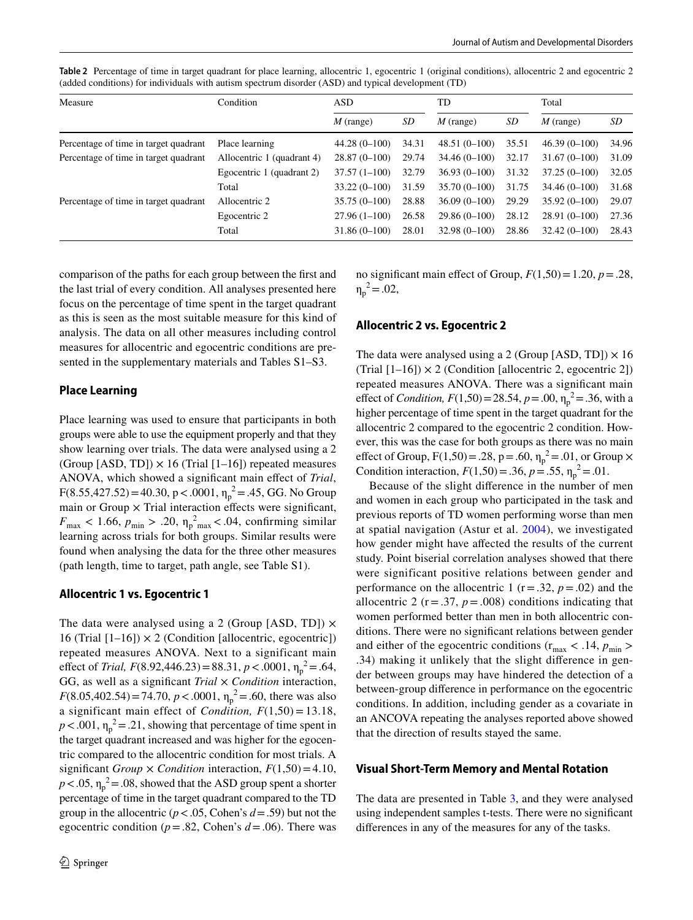**Table 2** Percentage of time in target quadrant for place learning, allocentric 1, egocentric 1 (original conditions), allocentric 2 and egocentric 2 (added conditions) for individuals with autism spectrum disorder (ASD) and typical development (TD)

| Measure | Condition | ASD | | TD | | Total | |
|---|---|---|---|---|---|---|---|
| | | *M* (range) | *SD* | *M* (range) | *SD* | *M* (range) | *SD* |
| Percentage of time in target quadrant | Place learning | 44.28 (0–100) | 34.31 | 48.51 (0–100) | 35.51 | 46.39 (0–100) | 34.96 |
| Percentage of time in target quadrant | Allocentric 1 (quadrant 4) | 28.87 (0–100) | 29.74 | 34.46 (0–100) | 32.17 | 31.67 (0–100) | 31.09 |
| | Egocentric 1 (quadrant 2) | 37.57 (1–100) | 32.79 | 36.93 (0–100) | 31.32 | 37.25 (0–100) | 32.05 |
| | Total | 33.22 (0–100) | 31.59 | 35.70 (0–100) | 31.75 | 34.46 (0–100) | 31.68 |
| Percentage of time in target quadrant | Allocentric 2 | 35.75 (0–100) | 28.88 | 36.09 (0–100) | 29.29 | 35.92 (0–100) | 29.07 |
| | Egocentric 2 | 27.96 (1–100) | 26.58 | 29.86 (0–100) | 28.12 | 28.91 (0–100) | 27.36 |
| | Total | 31.86 (0–100) | 28.01 | 32.98 (0–100) | 28.86 | 32.42 (0–100) | 28.43 |

comparison of the paths for each group between the first and the last trial of every condition. All analyses presented here focus on the percentage of time spent in the target quadrant as this is seen as the most suitable measure for this kind of analysis. The data on all other measures including control measures for allocentric and egocentric conditions are presented in the supplementary materials and Tables S1–S3.

## Place Learning

Place learning was used to ensure that participants in both groups were able to use the equipment properly and that they show learning over trials. The data were analysed using a 2 (Group [ASD, TD]) × 16 (Trial [1–16]) repeated measures ANOVA, which showed a significant main effect of *Trial*, $F(8.55,427.52) = 40.30$, $p < .0001$, $\eta_p^2 = .45$, GG. No Group main or Group × Trial interaction effects were significant, $F_{max} < 1.66$, $p_{min} > .20$, $\eta_p^2{}_{max} < .04$, confirming similar learning across trials for both groups. Similar results were found when analysing the data for the three other measures (path length, time to target, path angle, see Table S1).

## Allocentric 1 vs. Egocentric 1

The data were analysed using a 2 (Group [ASD, TD]) × 16 (Trial [1–16]) × 2 (Condition [allocentric, egocentric]) repeated measures ANOVA. Next to a significant main effect of *Trial*, $F(8.92,446.23) = 88.31$, $p < .0001$, $\eta_p^2 = .64$, GG, as well as a significant *Trial* × *Condition* interaction, $F(8.05,402.54) = 74.70$, $p < .0001$, $\eta_p^2 = .60$, there was also a significant main effect of *Condition*, $F(1,50) = 13.18$, $p < .001$, $\eta_p^2 = .21$, showing that percentage of time spent in the target quadrant increased and was higher for the egocentric compared to the allocentric condition for most trials. A significant *Group* × *Condition* interaction, $F(1,50) = 4.10$, $p < .05$, $\eta_p^2 = .08$, showed that the ASD group spent a shorter percentage of time in the target quadrant compared to the TD group in the allocentric ($p < .05$, Cohen's $d = .59$) but not the egocentric condition ($p = .82$, Cohen's $d = .06$). There was no significant main effect of Group, $F(1,50) = 1.20$, $p = .28$, $\eta_p^2 = .02$,

## Allocentric 2 vs. Egocentric 2

The data were analysed using a 2 (Group [ASD, TD]) × 16 (Trial [1–16]) × 2 (Condition [allocentric 2, egocentric 2]) repeated measures ANOVA. There was a significant main effect of *Condition*, $F(1,50) = 28.54$, $p = .00$, $\eta_p^2 = .36$, with a higher percentage of time spent in the target quadrant for the allocentric 2 compared to the egocentric 2 condition. However, this was the case for both groups as there was no main effect of Group, $F(1,50) = .28$, $p = .60$, $\eta_p^2 = .01$, or Group × Condition interaction, $F(1,50) = .36$, $p = .55$, $\eta_p^2 = .01$.

Because of the slight difference in the number of men and women in each group who participated in the task and previous reports of TD women performing worse than men at spatial navigation (Astur et al. 2004), we investigated how gender might have affected the results of the current study. Point biserial correlation analyses showed that there were significant positive relations between gender and performance on the allocentric 1 ($r = .32$, $p = .02$) and the allocentric 2 ($r = .37$, $p = .008$) conditions indicating that women performed better than men in both allocentric conditions. There were no significant relations between gender and either of the egocentric conditions ($r_{max} < .14$, $p_{min} > .34$) making it unlikely that the slight difference in gender between groups may have hindered the detection of a between-group difference in performance on the egocentric conditions. In addition, including gender as a covariate in an ANCOVA repeating the analyses reported above showed that the direction of results stayed the same.

## Visual Short-Term Memory and Mental Rotation

The data are presented in Table 3, and they were analysed using independent samples t-tests. There were no significant differences in any of the measures for any of the tasks.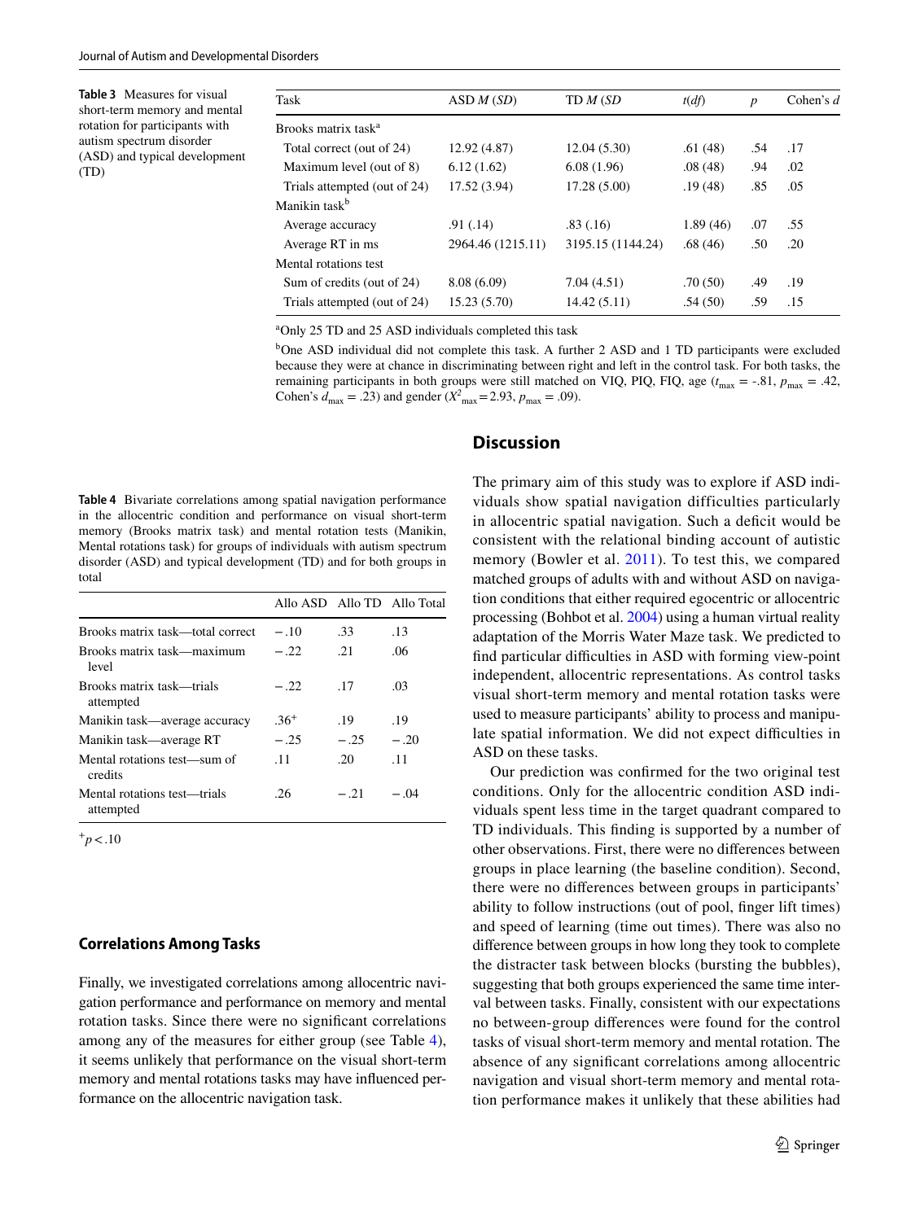**Table 3** Measures for visual short-term memory and mental rotation for participants with autism spectrum disorder (ASD) and typical development (TD)

| Task | ASD *M* (*SD*) | TD *M* (*SD* | *t*(*df*) | *p* | Cohen's *d* |
|---|---|---|---|---|---|
| Brooks matrix task[a] | | | | | |
| Total correct (out of 24) | 12.92 (4.87) | 12.04 (5.30) | .61 (48) | .54 | .17 |
| Maximum level (out of 8) | 6.12 (1.62) | 6.08 (1.96) | .08 (48) | .94 | .02 |
| Trials attempted (out of 24) | 17.52 (3.94) | 17.28 (5.00) | .19 (48) | .85 | .05 |
| Manikin task[b] | | | | | |
| Average accuracy | .91 (.14) | .83 (.16) | 1.89 (46) | .07 | .55 |
| Average RT in ms | 2964.46 (1215.11) | 3195.15 (1144.24) | .68 (46) | .50 | .20 |
| Mental rotations test | | | | | |
| Sum of credits (out of 24) | 8.08 (6.09) | 7.04 (4.51) | .70 (50) | .49 | .19 |
| Trials attempted (out of 24) | 15.23 (5.70) | 14.42 (5.11) | .54 (50) | .59 | .15 |

[a]Only 25 TD and 25 ASD individuals completed this task

[b]One ASD individual did not complete this task. A further 2 ASD and 1 TD participants were excluded because they were at chance in discriminating between right and left in the control task. For both tasks, the remaining participants in both groups were still matched on VIQ, PIQ, FIQ, age ($t_{max}$ = -.81, $p_{max}$ = .42, Cohen's $d_{max}$ = .23) and gender ($X^2_{max}$ = 2.93, $p_{max}$ = .09).

**Table 4** Bivariate correlations among spatial navigation performance in the allocentric condition and performance on visual short-term memory (Brooks matrix task) and mental rotation tests (Manikin, Mental rotations task) for groups of individuals with autism spectrum disorder (ASD) and typical development (TD) and for both groups in total

| | Allo ASD | Allo TD | Allo Total |
|---|---|---|---|
| Brooks matrix task—total correct | −.10 | .33 | .13 |
| Brooks matrix task—maximum level | −.22 | .21 | .06 |
| Brooks matrix task—trials attempted | −.22 | .17 | .03 |
| Manikin task—average accuracy | .36[+] | .19 | .19 |
| Manikin task—average RT | −.25 | −.25 | −.20 |
| Mental rotations test—sum of credits | .11 | .20 | .11 |
| Mental rotations test—trials attempted | .26 | −.21 | −.04 |

[+]$p < .10$

## Correlations Among Tasks

Finally, we investigated correlations among allocentric navigation performance and performance on memory and mental rotation tasks. Since there were no significant correlations among any of the measures for either group (see Table 4), it seems unlikely that performance on the visual short-term memory and mental rotations tasks may have influenced performance on the allocentric navigation task.

## Discussion

The primary aim of this study was to explore if ASD individuals show spatial navigation difficulties particularly in allocentric spatial navigation. Such a deficit would be consistent with the relational binding account of autistic memory (Bowler et al. 2011). To test this, we compared matched groups of adults with and without ASD on navigation conditions that either required egocentric or allocentric processing (Bohbot et al. 2004) using a human virtual reality adaptation of the Morris Water Maze task. We predicted to find particular difficulties in ASD with forming view-point independent, allocentric representations. As control tasks visual short-term memory and mental rotation tasks were used to measure participants' ability to process and manipulate spatial information. We did not expect difficulties in ASD on these tasks.

Our prediction was confirmed for the two original test conditions. Only for the allocentric condition ASD individuals spent less time in the target quadrant compared to TD individuals. This finding is supported by a number of other observations. First, there were no differences between groups in place learning (the baseline condition). Second, there were no differences between groups in participants' ability to follow instructions (out of pool, finger lift times) and speed of learning (time out times). There was also no difference between groups in how long they took to complete the distracter task between blocks (bursting the bubbles), suggesting that both groups experienced the same time interval between tasks. Finally, consistent with our expectations no between-group differences were found for the control tasks of visual short-term memory and mental rotation. The absence of any significant correlations among allocentric navigation and visual short-term memory and mental rotation performance makes it unlikely that these abilities had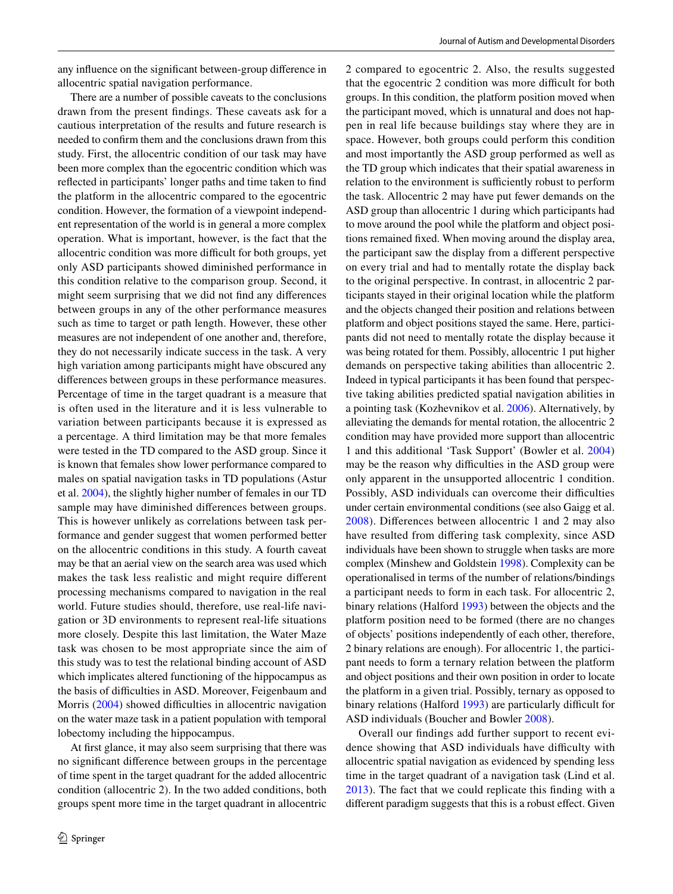any influence on the significant between-group difference in allocentric spatial navigation performance.

There are a number of possible caveats to the conclusions drawn from the present findings. These caveats ask for a cautious interpretation of the results and future research is needed to confirm them and the conclusions drawn from this study. First, the allocentric condition of our task may have been more complex than the egocentric condition which was reflected in participants' longer paths and time taken to find the platform in the allocentric compared to the egocentric condition. However, the formation of a viewpoint independent representation of the world is in general a more complex operation. What is important, however, is the fact that the allocentric condition was more difficult for both groups, yet only ASD participants showed diminished performance in this condition relative to the comparison group. Second, it might seem surprising that we did not find any differences between groups in any of the other performance measures such as time to target or path length. However, these other measures are not independent of one another and, therefore, they do not necessarily indicate success in the task. A very high variation among participants might have obscured any differences between groups in these performance measures. Percentage of time in the target quadrant is a measure that is often used in the literature and it is less vulnerable to variation between participants because it is expressed as a percentage. A third limitation may be that more females were tested in the TD compared to the ASD group. Since it is known that females show lower performance compared to males on spatial navigation tasks in TD populations (Astur et al. 2004), the slightly higher number of females in our TD sample may have diminished differences between groups. This is however unlikely as correlations between task performance and gender suggest that women performed better on the allocentric conditions in this study. A fourth caveat may be that an aerial view on the search area was used which makes the task less realistic and might require different processing mechanisms compared to navigation in the real world. Future studies should, therefore, use real-life navigation or 3D environments to represent real-life situations more closely. Despite this last limitation, the Water Maze task was chosen to be most appropriate since the aim of this study was to test the relational binding account of ASD which implicates altered functioning of the hippocampus as the basis of difficulties in ASD. Moreover, Feigenbaum and Morris (2004) showed difficulties in allocentric navigation on the water maze task in a patient population with temporal lobectomy including the hippocampus.

At first glance, it may also seem surprising that there was no significant difference between groups in the percentage of time spent in the target quadrant for the added allocentric condition (allocentric 2). In the two added conditions, both groups spent more time in the target quadrant in allocentric 2 compared to egocentric 2. Also, the results suggested that the egocentric 2 condition was more difficult for both groups. In this condition, the platform position moved when the participant moved, which is unnatural and does not happen in real life because buildings stay where they are in space. However, both groups could perform this condition and most importantly the ASD group performed as well as the TD group which indicates that their spatial awareness in relation to the environment is sufficiently robust to perform the task. Allocentric 2 may have put fewer demands on the ASD group than allocentric 1 during which participants had to move around the pool while the platform and object positions remained fixed. When moving around the display area, the participant saw the display from a different perspective on every trial and had to mentally rotate the display back to the original perspective. In contrast, in allocentric 2 participants stayed in their original location while the platform and the objects changed their position and relations between platform and object positions stayed the same. Here, participants did not need to mentally rotate the display because it was being rotated for them. Possibly, allocentric 1 put higher demands on perspective taking abilities than allocentric 2. Indeed in typical participants it has been found that perspective taking abilities predicted spatial navigation abilities in a pointing task (Kozhevnikov et al. 2006). Alternatively, by alleviating the demands for mental rotation, the allocentric 2 condition may have provided more support than allocentric 1 and this additional 'Task Support' (Bowler et al. 2004) may be the reason why difficulties in the ASD group were only apparent in the unsupported allocentric 1 condition. Possibly, ASD individuals can overcome their difficulties under certain environmental conditions (see also Gaigg et al. 2008). Differences between allocentric 1 and 2 may also have resulted from differing task complexity, since ASD individuals have been shown to struggle when tasks are more complex (Minshew and Goldstein 1998). Complexity can be operationalised in terms of the number of relations/bindings a participant needs to form in each task. For allocentric 2, binary relations (Halford 1993) between the objects and the platform position need to be formed (there are no changes of objects' positions independently of each other, therefore, 2 binary relations are enough). For allocentric 1, the participant needs to form a ternary relation between the platform and object positions and their own position in order to locate the platform in a given trial. Possibly, ternary as opposed to binary relations (Halford 1993) are particularly difficult for ASD individuals (Boucher and Bowler 2008).

Overall our findings add further support to recent evidence showing that ASD individuals have difficulty with allocentric spatial navigation as evidenced by spending less time in the target quadrant of a navigation task (Lind et al. 2013). The fact that we could replicate this finding with a different paradigm suggests that this is a robust effect. Given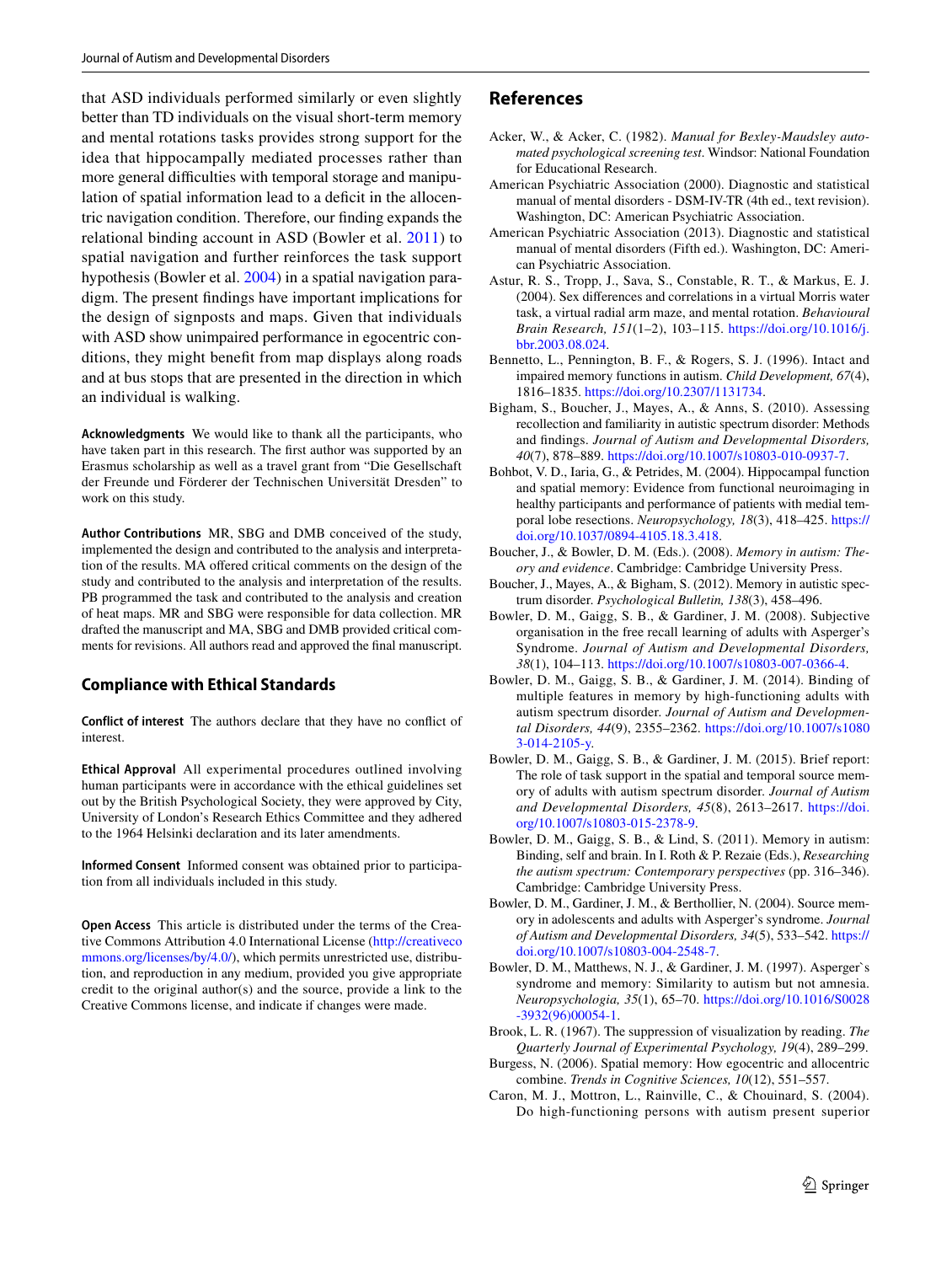that ASD individuals performed similarly or even slightly better than TD individuals on the visual short-term memory and mental rotations tasks provides strong support for the idea that hippocampally mediated processes rather than more general difficulties with temporal storage and manipulation of spatial information lead to a deficit in the allocentric navigation condition. Therefore, our finding expands the relational binding account in ASD (Bowler et al. 2011) to spatial navigation and further reinforces the task support hypothesis (Bowler et al. 2004) in a spatial navigation paradigm. The present findings have important implications for the design of signposts and maps. Given that individuals with ASD show unimpaired performance in egocentric conditions, they might benefit from map displays along roads and at bus stops that are presented in the direction in which an individual is walking.

**Acknowledgments** We would like to thank all the participants, who have taken part in this research. The first author was supported by an Erasmus scholarship as well as a travel grant from "Die Gesellschaft der Freunde und Förderer der Technischen Universität Dresden" to work on this study.

**Author Contributions** MR, SBG and DMB conceived of the study, implemented the design and contributed to the analysis and interpretation of the results. MA offered critical comments on the design of the study and contributed to the analysis and interpretation of the results. PB programmed the task and contributed to the analysis and creation of heat maps. MR and SBG were responsible for data collection. MR drafted the manuscript and MA, SBG and DMB provided critical comments for revisions. All authors read and approved the final manuscript.

## Compliance with Ethical Standards

**Conflict of interest** The authors declare that they have no conflict of interest.

**Ethical Approval** All experimental procedures outlined involving human participants were in accordance with the ethical guidelines set out by the British Psychological Society, they were approved by City, University of London's Research Ethics Committee and they adhered to the 1964 Helsinki declaration and its later amendments.

**Informed Consent** Informed consent was obtained prior to participation from all individuals included in this study.

**Open Access** This article is distributed under the terms of the Creative Commons Attribution 4.0 International License (http://creativecommons.org/licenses/by/4.0/), which permits unrestricted use, distribution, and reproduction in any medium, provided you give appropriate credit to the original author(s) and the source, provide a link to the Creative Commons license, and indicate if changes were made.

## References

Acker, W., & Acker, C. (1982). *Manual for Bexley-Maudsley automated psychological screening test*. Windsor: National Foundation for Educational Research.

American Psychiatric Association (2000). Diagnostic and statistical manual of mental disorders - DSM-IV-TR (4th ed., text revision). Washington, DC: American Psychiatric Association.

American Psychiatric Association (2013). Diagnostic and statistical manual of mental disorders (Fifth ed.). Washington, DC: American Psychiatric Association.

Astur, R. S., Tropp, J., Sava, S., Constable, R. T., & Markus, E. J. (2004). Sex differences and correlations in a virtual Morris water task, a virtual radial arm maze, and mental rotation. *Behavioural Brain Research, 151*(1–2), 103–115. https://doi.org/10.1016/j.bbr.2003.08.024.

Bennetto, L., Pennington, B. F., & Rogers, S. J. (1996). Intact and impaired memory functions in autism. *Child Development, 67*(4), 1816–1835. https://doi.org/10.2307/1131734.

Bigham, S., Boucher, J., Mayes, A., & Anns, S. (2010). Assessing recollection and familiarity in autistic spectrum disorder: Methods and findings. *Journal of Autism and Developmental Disorders, 40*(7), 878–889. https://doi.org/10.1007/s10803-010-0937-7.

Bohbot, V. D., Iaria, G., & Petrides, M. (2004). Hippocampal function and spatial memory: Evidence from functional neuroimaging in healthy participants and performance of patients with medial temporal lobe resections. *Neuropsychology, 18*(3), 418–425. https://doi.org/10.1037/0894-4105.18.3.418.

Boucher, J., & Bowler, D. M. (Eds.). (2008). *Memory in autism: Theory and evidence*. Cambridge: Cambridge University Press.

Boucher, J., Mayes, A., & Bigham, S. (2012). Memory in autistic spectrum disorder. *Psychological Bulletin, 138*(3), 458–496.

Bowler, D. M., Gaigg, S. B., & Gardiner, J. M. (2008). Subjective organisation in the free recall learning of adults with Asperger's Syndrome. *Journal of Autism and Developmental Disorders, 38*(1), 104–113. https://doi.org/10.1007/s10803-007-0366-4.

Bowler, D. M., Gaigg, S. B., & Gardiner, J. M. (2014). Binding of multiple features in memory by high-functioning adults with autism spectrum disorder. *Journal of Autism and Developmental Disorders, 44*(9), 2355–2362. https://doi.org/10.1007/s10803-014-2105-y.

Bowler, D. M., Gaigg, S. B., & Gardiner, J. M. (2015). Brief report: The role of task support in the spatial and temporal source memory of adults with autism spectrum disorder. *Journal of Autism and Developmental Disorders, 45*(8), 2613–2617. https://doi.org/10.1007/s10803-015-2378-9.

Bowler, D. M., Gaigg, S. B., & Lind, S. (2011). Memory in autism: Binding, self and brain. In I. Roth & P. Rezaie (Eds.), *Researching the autism spectrum: Contemporary perspectives* (pp. 316–346). Cambridge: Cambridge University Press.

Bowler, D. M., Gardiner, J. M., & Berthollier, N. (2004). Source memory in adolescents and adults with Asperger's syndrome. *Journal of Autism and Developmental Disorders, 34*(5), 533–542. https://doi.org/10.1007/s10803-004-2548-7.

Bowler, D. M., Matthews, N. J., & Gardiner, J. M. (1997). Asperger`s syndrome and memory: Similarity to autism but not amnesia. *Neuropsychologia, 35*(1), 65–70. https://doi.org/10.1016/S0028-3932(96)00054-1.

Brook, L. R. (1967). The suppression of visualization by reading. *The Quarterly Journal of Experimental Psychology, 19*(4), 289–299.

Burgess, N. (2006). Spatial memory: How egocentric and allocentric combine. *Trends in Cognitive Sciences, 10*(12), 551–557.

Caron, M. J., Mottron, L., Rainville, C., & Chouinard, S. (2004). Do high-functioning persons with autism present superior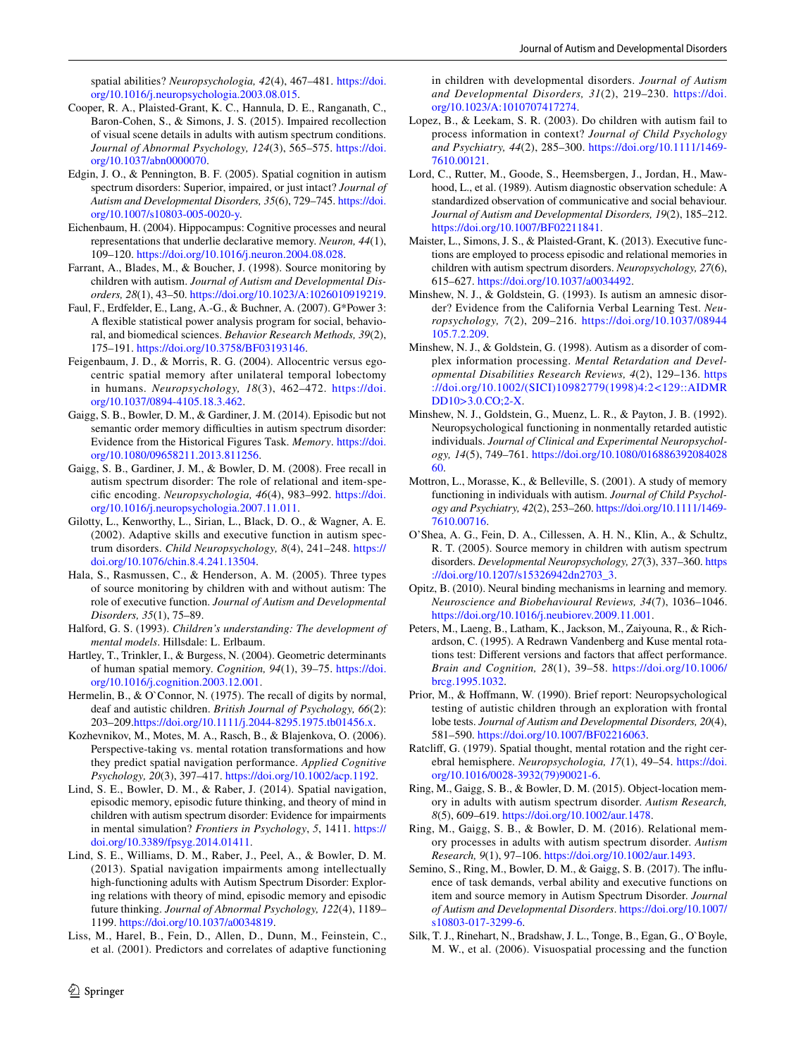spatial abilities? *Neuropsychologia, 42*(4), 467–481. https://doi.org/10.1016/j.neuropsychologia.2003.08.015.

Cooper, R. A., Plaisted-Grant, K. C., Hannula, D. E., Ranganath, C., Baron-Cohen, S., & Simons, J. S. (2015). Impaired recollection of visual scene details in adults with autism spectrum conditions. *Journal of Abnormal Psychology, 124*(3), 565–575. https://doi.org/10.1037/abn0000070.

Edgin, J. O., & Pennington, B. F. (2005). Spatial cognition in autism spectrum disorders: Superior, impaired, or just intact? *Journal of Autism and Developmental Disorders, 35*(6), 729–745. https://doi.org/10.1007/s10803-005-0020-y.

Eichenbaum, H. (2004). Hippocampus: Cognitive processes and neural representations that underlie declarative memory. *Neuron, 44*(1), 109–120. https://doi.org/10.1016/j.neuron.2004.08.028.

Farrant, A., Blades, M., & Boucher, J. (1998). Source monitoring by children with autism. *Journal of Autism and Developmental Disorders, 28*(1), 43–50. https://doi.org/10.1023/A:1026010919219.

Faul, F., Erdfelder, E., Lang, A.-G., & Buchner, A. (2007). G*Power 3: A flexible statistical power analysis program for social, behavioral, and biomedical sciences. *Behavior Research Methods, 39*(2), 175–191. https://doi.org/10.3758/BF03193146.

Feigenbaum, J. D., & Morris, R. G. (2004). Allocentric versus egocentric spatial memory after unilateral temporal lobectomy in humans. *Neuropsychology, 18*(3), 462–472. https://doi.org/10.1037/0894-4105.18.3.462.

Gaigg, S. B., Bowler, D. M., & Gardiner, J. M. (2014). Episodic but not semantic order memory difficulties in autism spectrum disorder: Evidence from the Historical Figures Task. *Memory*. https://doi.org/10.1080/09658211.2013.811256.

Gaigg, S. B., Gardiner, J. M., & Bowler, D. M. (2008). Free recall in autism spectrum disorder: The role of relational and item-specific encoding. *Neuropsychologia, 46*(4), 983–992. https://doi.org/10.1016/j.neuropsychologia.2007.11.011.

Gilotty, L., Kenworthy, L., Sirian, L., Black, D. O., & Wagner, A. E. (2002). Adaptive skills and executive function in autism spectrum disorders. *Child Neuropsychology, 8*(4), 241–248. https://doi.org/10.1076/chin.8.4.241.13504.

Hala, S., Rasmussen, C., & Henderson, A. M. (2005). Three types of source monitoring by children with and without autism: The role of executive function. *Journal of Autism and Developmental Disorders, 35*(1), 75–89.

Halford, G. S. (1993). *Children's understanding: The development of mental models*. Hillsdale: L. Erlbaum.

Hartley, T., Trinkler, I., & Burgess, N. (2004). Geometric determinants of human spatial memory. *Cognition, 94*(1), 39–75. https://doi.org/10.1016/j.cognition.2003.12.001.

Hermelin, B., & O`Connor, N. (1975). The recall of digits by normal, deaf and autistic children. *British Journal of Psychology, 66*(2): 203–209.https://doi.org/10.1111/j.2044-8295.1975.tb01456.x.

Kozhevnikov, M., Motes, M. A., Rasch, B., & Blajenkova, O. (2006). Perspective-taking vs. mental rotation transformations and how they predict spatial navigation performance. *Applied Cognitive Psychology, 20*(3), 397–417. https://doi.org/10.1002/acp.1192.

Lind, S. E., Bowler, D. M., & Raber, J. (2014). Spatial navigation, episodic memory, episodic future thinking, and theory of mind in children with autism spectrum disorder: Evidence for impairments in mental simulation? *Frontiers in Psychology*, *5*, 1411. https://doi.org/10.3389/fpsyg.2014.01411.

Lind, S. E., Williams, D. M., Raber, J., Peel, A., & Bowler, D. M. (2013). Spatial navigation impairments among intellectually high-functioning adults with Autism Spectrum Disorder: Exploring relations with theory of mind, episodic memory and episodic future thinking. *Journal of Abnormal Psychology, 122*(4), 1189–1199. https://doi.org/10.1037/a0034819.

Liss, M., Harel, B., Fein, D., Allen, D., Dunn, M., Feinstein, C., et al. (2001). Predictors and correlates of adaptive functioning in children with developmental disorders. *Journal of Autism and Developmental Disorders, 31*(2), 219–230. https://doi.org/10.1023/A:1010707417274.

Lopez, B., & Leekam, S. R. (2003). Do children with autism fail to process information in context? *Journal of Child Psychology and Psychiatry, 44*(2), 285–300. https://doi.org/10.1111/1469-7610.00121.

Lord, C., Rutter, M., Goode, S., Heemsbergen, J., Jordan, H., Mawhood, L., et al. (1989). Autism diagnostic observation schedule: A standardized observation of communicative and social behaviour. *Journal of Autism and Developmental Disorders, 19*(2), 185–212. https://doi.org/10.1007/BF02211841.

Maister, L., Simons, J. S., & Plaisted-Grant, K. (2013). Executive functions are employed to process episodic and relational memories in children with autism spectrum disorders. *Neuropsychology, 27*(6), 615–627. https://doi.org/10.1037/a0034492.

Minshew, N. J., & Goldstein, G. (1993). Is autism an amnesic disorder? Evidence from the California Verbal Learning Test. *Neuropsychology, 7*(2), 209–216. https://doi.org/10.1037/08944105.7.2.209.

Minshew, N. J., & Goldstein, G. (1998). Autism as a disorder of complex information processing. *Mental Retardation and Developmental Disabilities Research Reviews, 4*(2), 129–136. https://doi.org/10.1002/(SICI)10982779(1998)4:2<129::AIDMRDD10>3.0.CO;2-X.

Minshew, N. J., Goldstein, G., Muenz, L. R., & Payton, J. B. (1992). Neuropsychological functioning in nonmentally retarded autistic individuals. *Journal of Clinical and Experimental Neuropsychology, 14*(5), 749–761. https://doi.org/10.1080/01688639208402860.

Mottron, L., Morasse, K., & Belleville, S. (2001). A study of memory functioning in individuals with autism. *Journal of Child Psychology and Psychiatry, 42*(2), 253–260. https://doi.org/10.1111/1469-7610.00716.

O'Shea, A. G., Fein, D. A., Cillessen, A. H. N., Klin, A., & Schultz, R. T. (2005). Source memory in children with autism spectrum disorders. *Developmental Neuropsychology, 27*(3), 337–360. https://doi.org/10.1207/s15326942dn2703_3.

Opitz, B. (2010). Neural binding mechanisms in learning and memory. *Neuroscience and Biobehavioural Reviews, 34*(7), 1036–1046. https://doi.org/10.1016/j.neubiorev.2009.11.001.

Peters, M., Laeng, B., Latham, K., Jackson, M., Zaiyouna, R., & Richardson, C. (1995). A Redrawn Vandenberg and Kuse mental rotations test: Different versions and factors that affect performance. *Brain and Cognition, 28*(1), 39–58. https://doi.org/10.1006/brcg.1995.1032.

Prior, M., & Hoffmann, W. (1990). Brief report: Neuropsychological testing of autistic children through an exploration with frontal lobe tests. *Journal of Autism and Developmental Disorders, 20*(4), 581–590. https://doi.org/10.1007/BF02216063.

Ratcliff, G. (1979). Spatial thought, mental rotation and the right cerebral hemisphere. *Neuropsychologia, 17*(1), 49–54. https://doi.org/10.1016/0028-3932(79)90021-6.

Ring, M., Gaigg, S. B., & Bowler, D. M. (2015). Object-location memory in adults with autism spectrum disorder. *Autism Research, 8*(5), 609–619. https://doi.org/10.1002/aur.1478.

Ring, M., Gaigg, S. B., & Bowler, D. M. (2016). Relational memory processes in adults with autism spectrum disorder. *Autism Research, 9*(1), 97–106. https://doi.org/10.1002/aur.1493.

Semino, S., Ring, M., Bowler, D. M., & Gaigg, S. B. (2017). The influence of task demands, verbal ability and executive functions on item and source memory in Autism Spectrum Disorder. *Journal of Autism and Developmental Disorders*. https://doi.org/10.1007/s10803-017-3299-6.

Silk, T. J., Rinehart, N., Bradshaw, J. L., Tonge, B., Egan, G., O`Boyle, M. W., et al. (2006). Visuospatial processing and the function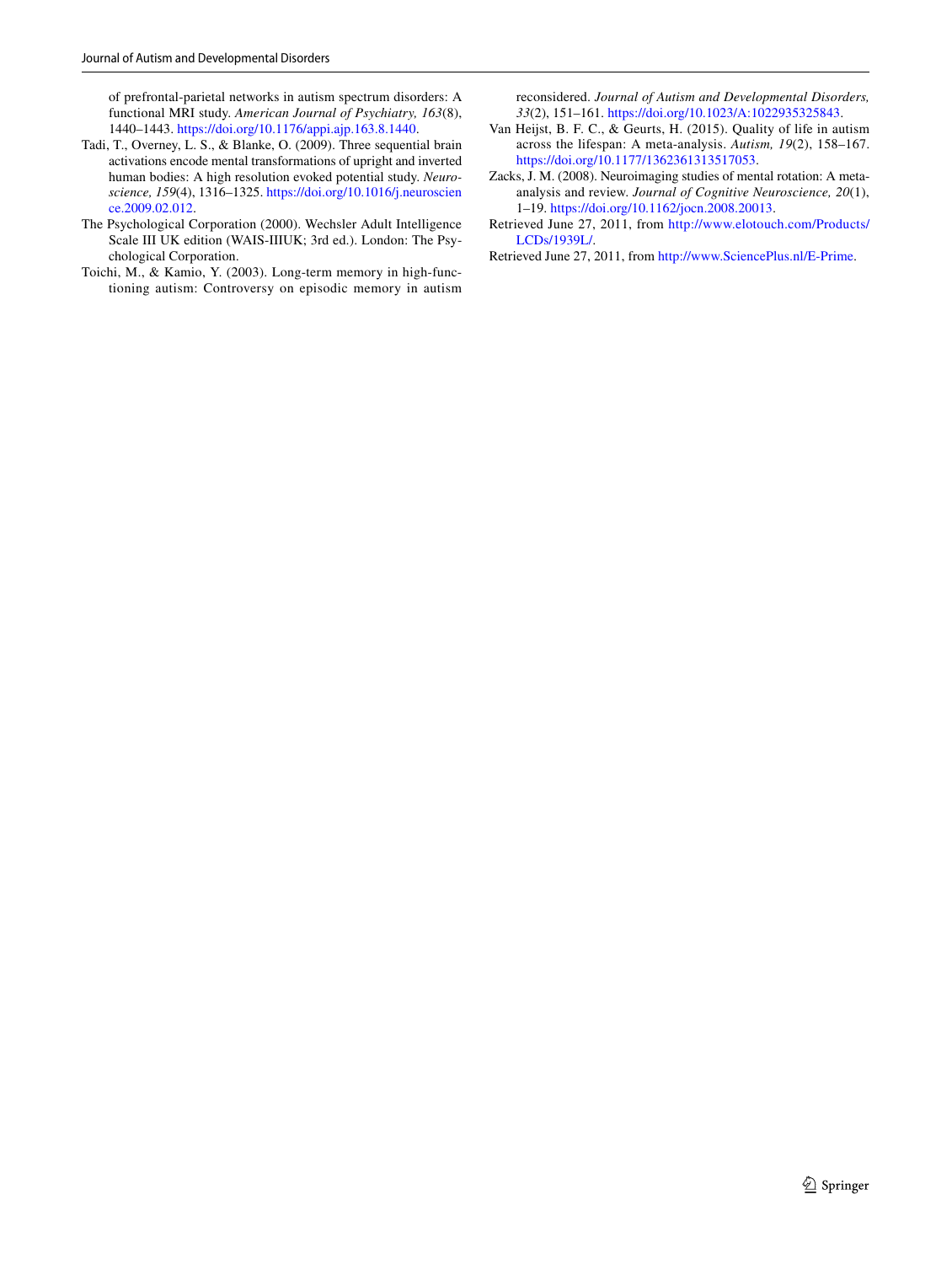of prefrontal-parietal networks in autism spectrum disorders: A functional MRI study. *American Journal of Psychiatry, 163*(8), 1440–1443. https://doi.org/10.1176/appi.ajp.163.8.1440.

Tadi, T., Overney, L. S., & Blanke, O. (2009). Three sequential brain activations encode mental transformations of upright and inverted human bodies: A high resolution evoked potential study. *Neuroscience, 159*(4), 1316–1325. https://doi.org/10.1016/j.neuroscience.2009.02.012.

The Psychological Corporation (2000). Wechsler Adult Intelligence Scale III UK edition (WAIS-IIIUK; 3rd ed.). London: The Psychological Corporation.

Toichi, M., & Kamio, Y. (2003). Long-term memory in high-functioning autism: Controversy on episodic memory in autism reconsidered. *Journal of Autism and Developmental Disorders, 33*(2), 151–161. https://doi.org/10.1023/A:1022935325843.

Van Heijst, B. F. C., & Geurts, H. (2015). Quality of life in autism across the lifespan: A meta-analysis. *Autism, 19*(2), 158–167. https://doi.org/10.1177/1362361313517053.

Zacks, J. M. (2008). Neuroimaging studies of mental rotation: A meta-analysis and review. *Journal of Cognitive Neuroscience, 20*(1), 1–19. https://doi.org/10.1162/jocn.2008.20013.

Retrieved June 27, 2011, from http://www.elotouch.com/Products/LCDs/1939L/.

Retrieved June 27, 2011, from http://www.SciencePlus.nl/E-Prime.